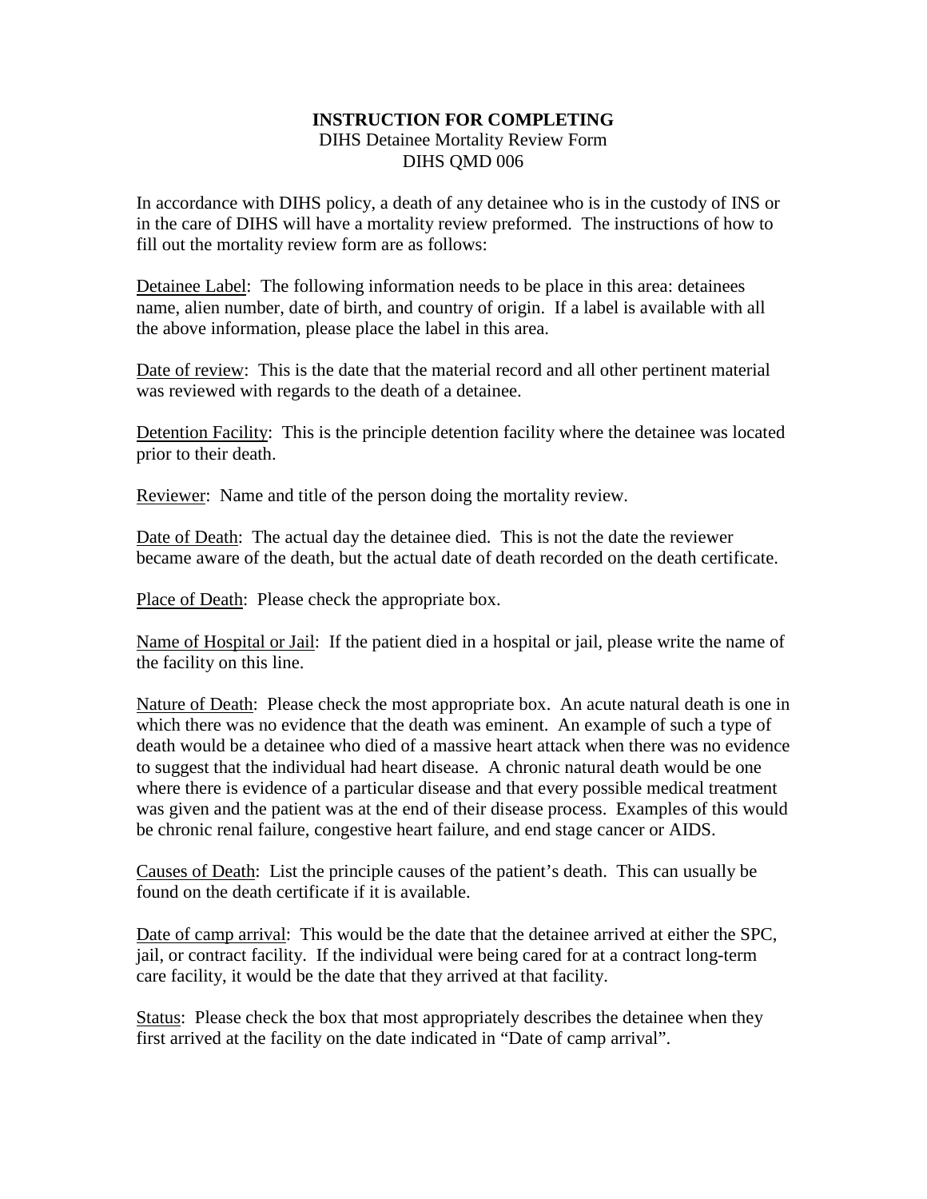# INSTRUCTION FOR COMPLETING

DIHS Detainee Mortality Review Form
DIHS QMD 006

In accordance with DIHS policy, a death of any detainee who is in the custody of INS or in the care of DIHS will have a mortality review preformed. The instructions of how to fill out the mortality review form are as follows:

Detainee Label: The following information needs to be place in this area: detainees name, alien number, date of birth, and country of origin. If a label is available with all the above information, please place the label in this area.

Date of review: This is the date that the material record and all other pertinent material was reviewed with regards to the death of a detainee.

Detention Facility: This is the principle detention facility where the detainee was located prior to their death.

Reviewer: Name and title of the person doing the mortality review.

Date of Death: The actual day the detainee died. This is not the date the reviewer became aware of the death, but the actual date of death recorded on the death certificate.

Place of Death: Please check the appropriate box.

Name of Hospital or Jail: If the patient died in a hospital or jail, please write the name of the facility on this line.

Nature of Death: Please check the most appropriate box. An acute natural death is one in which there was no evidence that the death was eminent. An example of such a type of death would be a detainee who died of a massive heart attack when there was no evidence to suggest that the individual had heart disease. A chronic natural death would be one where there is evidence of a particular disease and that every possible medical treatment was given and the patient was at the end of their disease process. Examples of this would be chronic renal failure, congestive heart failure, and end stage cancer or AIDS.

Causes of Death: List the principle causes of the patient's death. This can usually be found on the death certificate if it is available.

Date of camp arrival: This would be the date that the detainee arrived at either the SPC, jail, or contract facility. If the individual were being cared for at a contract long-term care facility, it would be the date that they arrived at that facility.

Status: Please check the box that most appropriately describes the detainee when they first arrived at the facility on the date indicated in "Date of camp arrival".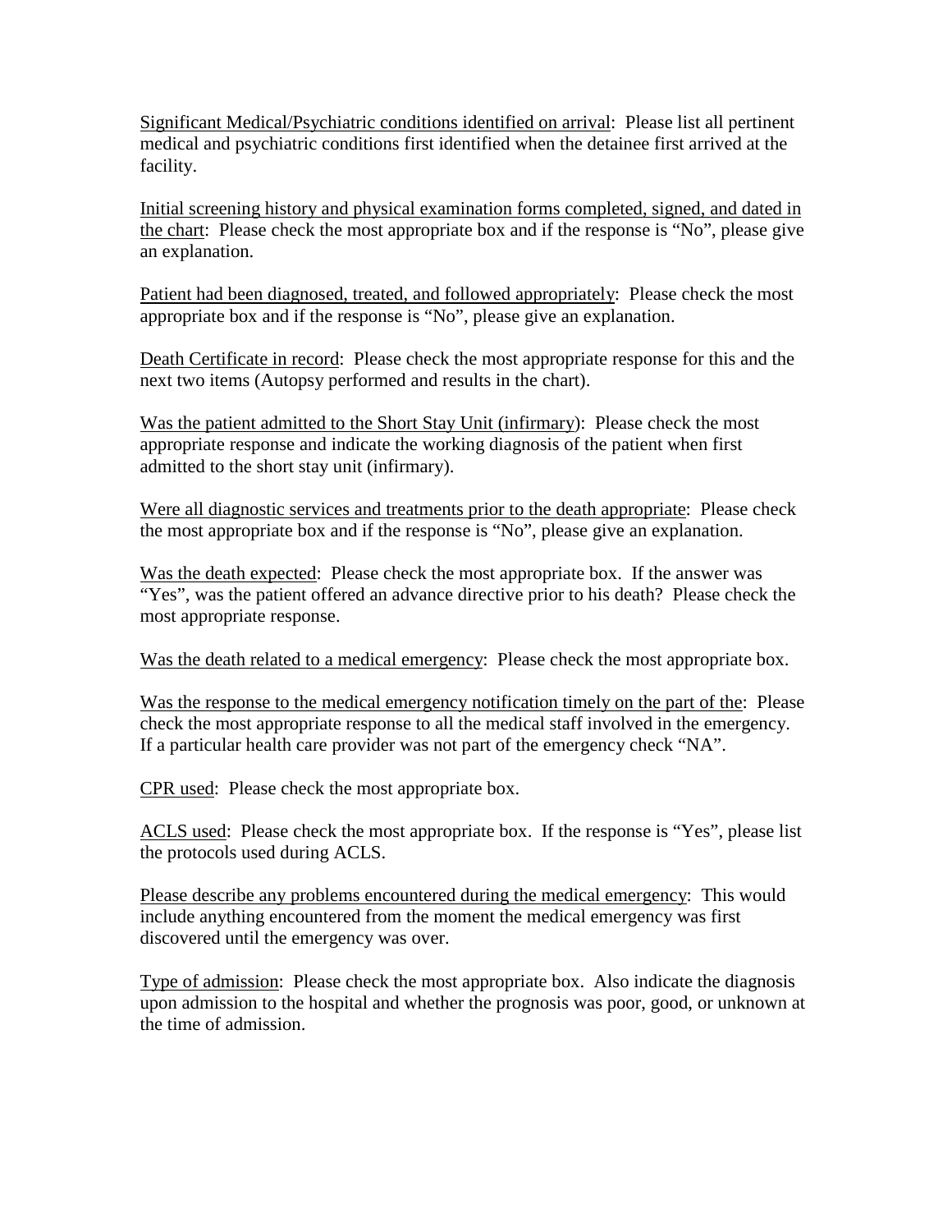<u>Significant Medical/Psychiatric conditions identified on arrival</u>: Please list all pertinent medical and psychiatric conditions first identified when the detainee first arrived at the facility.

<u>Initial screening history and physical examination forms completed, signed, and dated in the chart</u>: Please check the most appropriate box and if the response is "No", please give an explanation.

<u>Patient had been diagnosed, treated, and followed appropriately</u>: Please check the most appropriate box and if the response is "No", please give an explanation.

<u>Death Certificate in record</u>: Please check the most appropriate response for this and the next two items (Autopsy performed and results in the chart).

<u>Was the patient admitted to the Short Stay Unit (infirmary)</u>: Please check the most appropriate response and indicate the working diagnosis of the patient when first admitted to the short stay unit (infirmary).

<u>Were all diagnostic services and treatments prior to the death appropriate</u>: Please check the most appropriate box and if the response is "No", please give an explanation.

<u>Was the death expected</u>: Please check the most appropriate box. If the answer was "Yes", was the patient offered an advance directive prior to his death? Please check the most appropriate response.

<u>Was the death related to a medical emergency</u>: Please check the most appropriate box.

<u>Was the response to the medical emergency notification timely on the part of the</u>: Please check the most appropriate response to all the medical staff involved in the emergency. If a particular health care provider was not part of the emergency check "NA".

<u>CPR used</u>: Please check the most appropriate box.

<u>ACLS used</u>: Please check the most appropriate box. If the response is "Yes", please list the protocols used during ACLS.

<u>Please describe any problems encountered during the medical emergency</u>: This would include anything encountered from the moment the medical emergency was first discovered until the emergency was over.

<u>Type of admission</u>: Please check the most appropriate box. Also indicate the diagnosis upon admission to the hospital and whether the prognosis was poor, good, or unknown at the time of admission.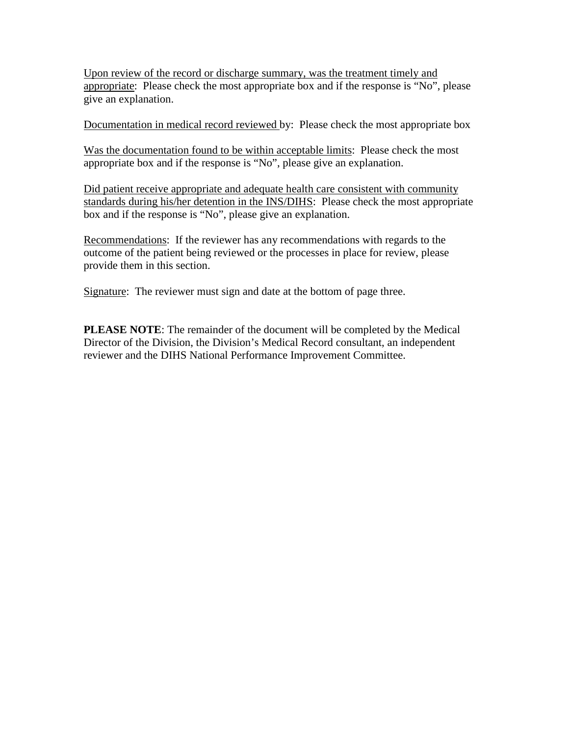Upon review of the record or discharge summary, was the treatment timely and appropriate: Please check the most appropriate box and if the response is "No", please give an explanation.

Documentation in medical record reviewed by: Please check the most appropriate box

Was the documentation found to be within acceptable limits: Please check the most appropriate box and if the response is "No", please give an explanation.

Did patient receive appropriate and adequate health care consistent with community standards during his/her detention in the INS/DIHS: Please check the most appropriate box and if the response is "No", please give an explanation.

Recommendations: If the reviewer has any recommendations with regards to the outcome of the patient being reviewed or the processes in place for review, please provide them in this section.

Signature: The reviewer must sign and date at the bottom of page three.

**PLEASE NOTE**: The remainder of the document will be completed by the Medical Director of the Division, the Division's Medical Record consultant, an independent reviewer and the DIHS National Performance Improvement Committee.